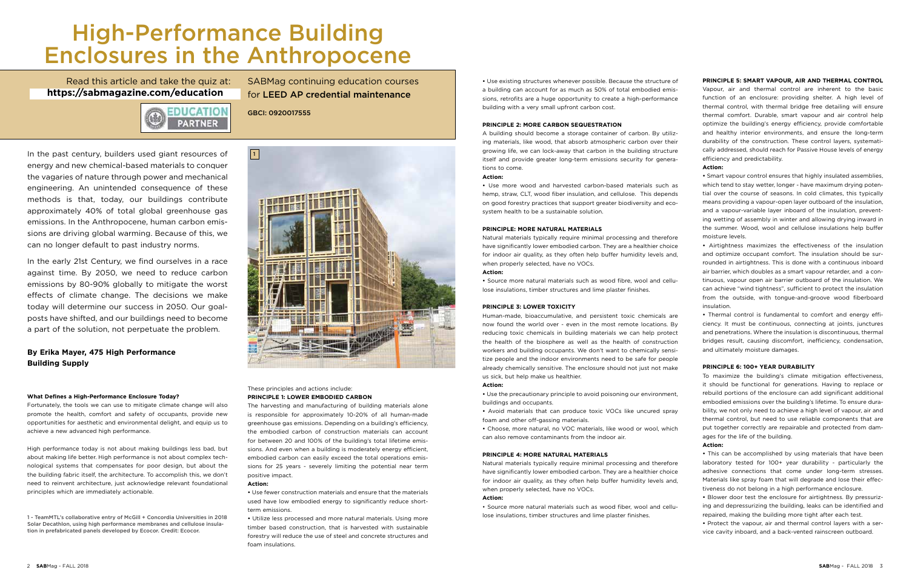# High-Performance Building Enclosures in the Anthropocene

Read this article and take the quiz at: **https://sabmagazine.com/education**

SABMag continuing education courses for **LEED AP credential maintenance**

**GBCI: 0920017555**

EDUCATION PARTNER

In the past century, builders used giant resources of energy and new chemical-based materials to conquer the vagaries of nature through power and mechanical engineering. An unintended consequence of these methods is that, today, our buildings contribute approximately 40% of total global greenhouse gas emissions. In the Anthropocene, human carbon emissions are driving global warming. Because of this, we can no longer default to past industry norms.

In the early 21st Century, we find ourselves in a race against time. By 2050, we need to reduce carbon emissions by 80-90% globally to mitigate the worst effects of climate change. The decisions we make today will determine our success in 2050. Our goalposts have shifted, and our buildings need to become a part of the solution, not perpetuate the problem.

**By Erika Mayer, 475 High Performance Building Supply**

### What Defines a High-Performance Enclosure Today?

Fortunately, the tools we can use to mitigate climate change will also promote the health, comfort and safety of occupants, provide new opportunities for aesthetic and environmental delight, and equip us to achieve a new advanced high performance.

High performance today is not about making buildings less bad, but about making life better. High performance is not about complex technological systems that compensates for poor design, but about the the building fabric itself, the architecture. To accomplish this, we don't need to reinvent architecture, just acknowledge relevant foundational principles which are immediately actionable.

1 - TeamMTL's collaborative entry of McGill + Concordia Universities in 2018 Solar Decathlon, using high performance membranes and cellulose insulation in prefabricated panels developed by Ecocor. Credit: Ecocor.

These principles and actions include:

**PRINCIPLE 1: LOWER EMBODIED CARBON**

The harvesting and manufacturing of building materials alone is responsible for approximately 10-20% of all human-made greenhouse gas emissions. Depending on a building's efficiency, the embodied carbon of construction materials can account for between 20 and 100% of the building's total lifetime emissions. And even when a building is moderately energy efficient, embodied carbon can easily exceed the total operations emissions for 25 years - severely limiting the potential near term positive impact.

**Action:**

- Use fewer construction materials and ensure that the materials used have low embodied energy to significantly reduce short-term emissions.
- Utilize less processed and more natural materials. Using more timber based construction, that is harvested with sustainable forestry will reduce the use of steel and concrete structures and foam insulations.
- Use existing structures whenever possible. Because the structure of a building can account for as much as 50% of total embodied emissions, retrofits are a huge opportunity to create a high-performance building with a very small upfront carbon cost.

**PRINCIPLE 2: MORE CARBON SEQUESTRATION**

A building should become a storage container of carbon. By utilizing materials, like wood, that absorb atmospheric carbon over their growing life, we can lock-away that carbon in the building structure itself and provide greater long-term emissions security for generations to come.

**Action:**

- Use more wood and harvested carbon-based materials such as hemp, straw, CLT, wood fiber insulation, and cellulose. This depends on good forestry practices that support greater biodiversity and ecosystem health to be a sustainable solution.

**PRINCIPLE: MORE NATURAL MATERIALS**

Natural materials typically require minimal processing and therefore have significantly lower embodied carbon. They are a healthier choice for indoor air quality, as they often help buffer humidity levels and, when properly selected, have no VOCs.

**Action:**

- Source more natural materials such as wood fibre, wool and cellulose insulations, timber structures and lime plaster finishes.

**PRINCIPLE 3: LOWER TOXICITY**

Human-made, bioaccumulative, and persistent toxic chemicals are now found the world over - even in the most remote locations. By reducing toxic chemicals in building materials we can help protect the health of the biosphere as well as the health of construction workers and building occupants. We don't want to chemically sensitize people and the indoor environments need to be safe for people already chemically sensitive. The enclosure should not just not make us sick, but help make us healthier.

**Action:**

- Use the precautionary principle to avoid poisoning our environment, buildings and occupants.
- Avoid materials that can produce toxic VOCs like uncured spray foam and other off-gassing materials.
- Choose, more natural, no VOC materials, like wood or wool, which can also remove contaminants from the indoor air.

**PRINCIPLE 4: MORE NATURAL MATERIALS**

Natural materials typically require minimal processing and therefore have significantly lower embodied carbon. They are a healthier choice for indoor air quality, as they often help buffer humidity levels and, when properly selected, have no VOCs.

**Action:**

- Source more natural materials such as wood fiber, wool and cellulose insulations, timber structures and lime plaster finishes.

**PRINCIPLE 5: SMART VAPOUR, AIR AND THERMAL CONTROL**

Vapour, air and thermal control are inherent to the basic function of an enclosure: providing shelter. A high level of thermal control, with thermal bridge free detailing will ensure thermal comfort. Durable, smart vapour and air control help optimize the building's energy efficiency, provide comfortable and healthy interior environments, and ensure the long-term durability of the construction. These control layers, systematically addressed, should reach for Passive House levels of energy efficiency and predictability.

**Action:**

- Smart vapour control ensures that highly insulated assemblies, which tend to stay wetter, longer - have maximum drying potential over the course of seasons. In cold climates, this typically means providing a vapour-open layer outboard of the insulation, and a vapour-variable layer inboard of the insulation, preventing wetting of assembly in winter and allowing drying inward in the summer. Wood, wool and cellulose insulations help buffer moisture levels.
- Airtightness maximizes the effectiveness of the insulation and optimize occupant comfort. The insulation should be surrounded in airtightness. This is done with a continuous inboard air barrier, which doubles as a smart vapour retarder, and a continuous, vapour open air barrier outboard of the insulation. We can achieve "wind tightness", sufficient to protect the insulation from the outside, with tongue-and-groove wood fiberboard insulation.
- Thermal control is fundamental to comfort and energy efficiency. It must be continuous, connecting at joints, junctures and penetrations. Where the insulation is discontinuous, thermal bridges result, causing discomfort, inefficiency, condensation, and ultimately moisture damages.

**PRINCIPLE 6: 100+ YEAR DURABILITY**

To maximize the building's climate mitigation effectiveness, it should be functional for generations. Having to replace or rebuild portions of the enclosure can add significant additional embodied emissions over the building's lifetime. To ensure durability, we not only need to achieve a high level of vapour, air and thermal control, but need to use reliable components that are put together correctly are repairable and protected from damages for the life of the building.

**Action:**

- This can be accomplished by using materials that have been laboratory tested for 100+ year durability - particularly the adhesive connections that come under long-term stresses. Materials like spray foam that will degrade and lose their effectiveness do not belong in a high performance enclosure.
- Blower door test the enclosure for airtightness. By pressurizing and depressurizing the building, leaks can be identified and repaired, making the building more tight after each test.
- Protect the vapour, air and thermal control layers with a service cavity inboard, and a back-vented rainscreen outboard.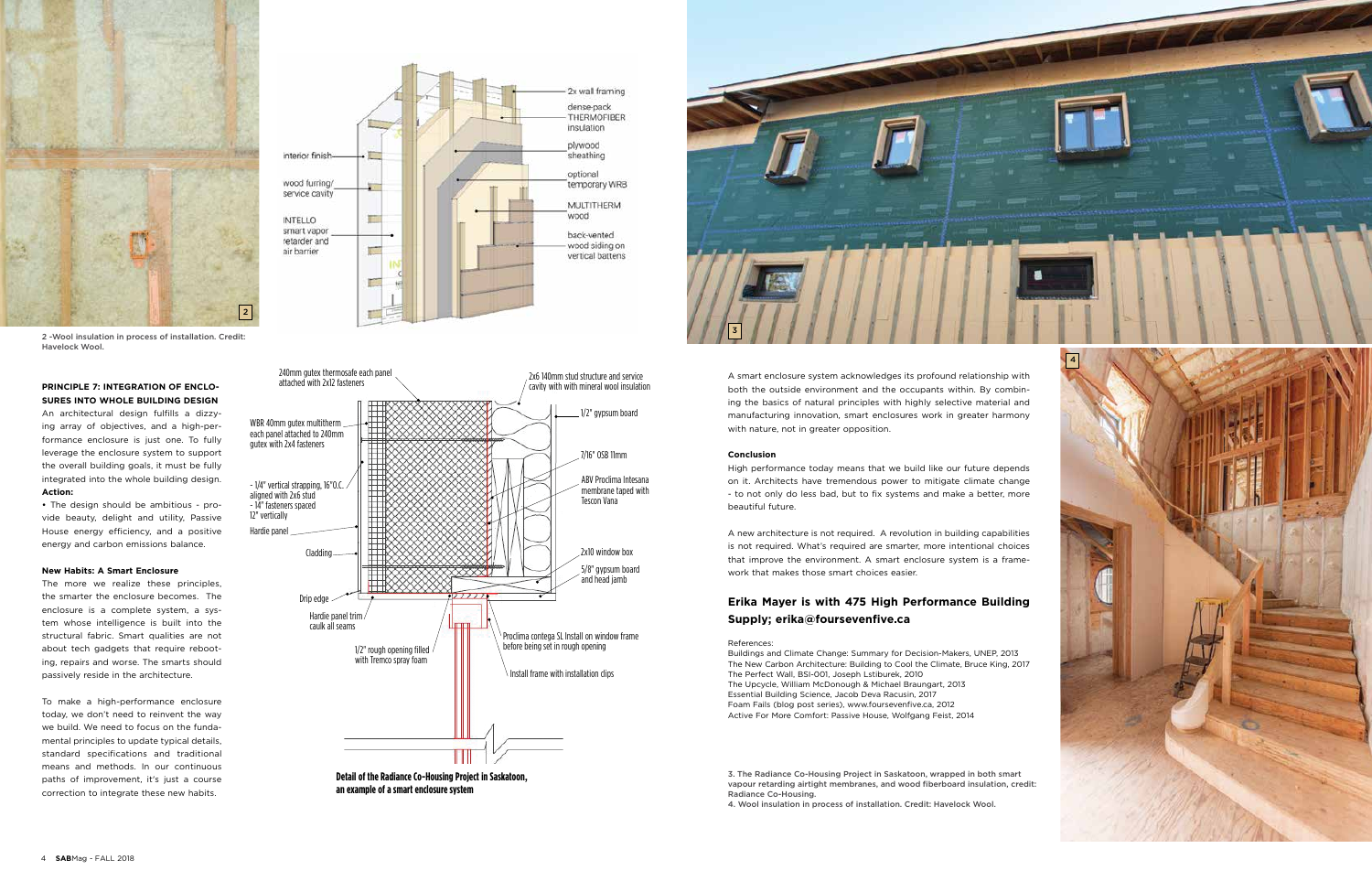2 -Wool insulation in process of installation. Credit: Havelock Wool.

**PRINCIPLE 7: INTEGRATION OF ENCLOSURES INTO WHOLE BUILDING DESIGN**

An architectural design fulfills a dizzying array of objectives, and a high-performance enclosure is just one. To fully leverage the enclosure system to support the overall building goals, it must be fully integrated into the whole building design.

**Action:**

- The design should be ambitious - provide beauty, delight and utility, Passive House energy efficiency, and a positive energy and carbon emissions balance.

**New Habits: A Smart Enclosure**

The more we realize these principles, the smarter the enclosure becomes. The enclosure is a complete system, a system whose intelligence is built into the structural fabric. Smart qualities are not about tech gadgets that require rebooting, repairs and worse. The smarts should passively reside in the architecture.

To make a high-performance enclosure today, we don't need to reinvent the way we build. We need to focus on the fundamental principles to update typical details, standard specifications and traditional means and methods. In our continuous paths of improvement, it's just a course correction to integrate these new habits.

**Detail of the Radiance Co-Housing Project in Saskatoon, an example of a smart enclosure system**

A smart enclosure system acknowledges its profound relationship with both the outside environment and the occupants within. By combining the basics of natural principles with highly selective material and manufacturing innovation, smart enclosures work in greater harmony with nature, not in greater opposition.

**Conclusion**

High performance today means that we build like our future depends on it. Architects have tremendous power to mitigate climate change - to not only do less bad, but to fix systems and make a better, more beautiful future.

A new architecture is not required. A revolution in building capabilities is not required. What's required are smarter, more intentional choices that improve the environment. A smart enclosure system is a framework that makes those smart choices easier.

## Erika Mayer is with 475 High Performance Building Supply; erika@foursevenfive.ca

References:

Buildings and Climate Change: Summary for Decision-Makers, UNEP, 2013
The New Carbon Architecture: Building to Cool the Climate, Bruce King, 2017
The Perfect Wall, BSI-001, Joseph Lstiburek, 2010
The Upcycle, William McDonough & Michael Braungart, 2013
Essential Building Science, Jacob Deva Racusin, 2017
Foam Fails (blog post series), www.foursevenfive.ca, 2012
Active For More Comfort: Passive House, Wolfgang Feist, 2014

3. The Radiance Co-Housing Project in Saskatoon, wrapped in both smart vapour retarding airtight membranes, and wood fiberboard insulation, credit: Radiance Co-Housing.
4. Wool insulation in process of installation. Credit: Havelock Wool.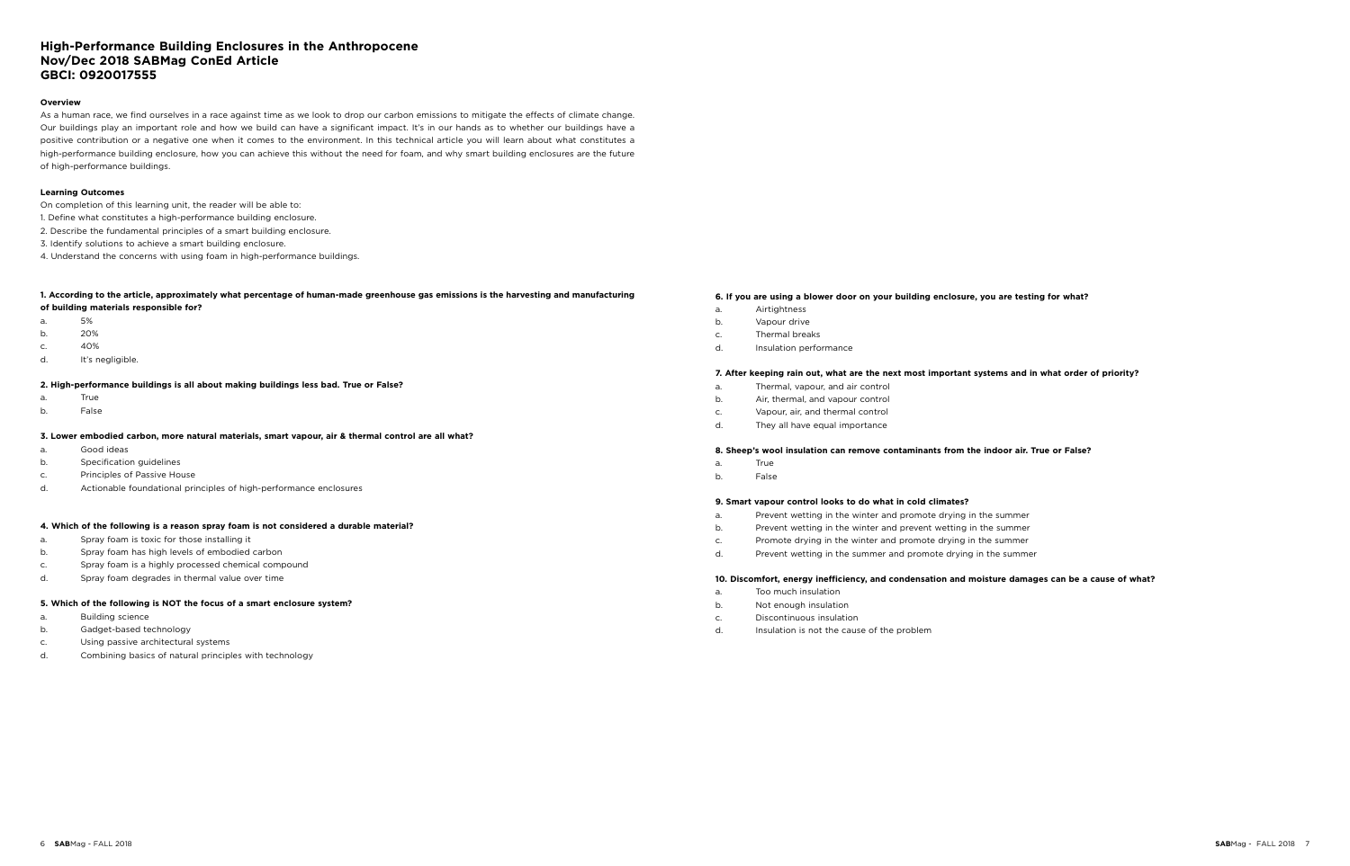# High-Performance Building Enclosures in the Anthropocene
# Nov/Dec 2018 SABMag ConEd Article
# GBCI: 0920017555

**Overview**

As a human race, we find ourselves in a race against time as we look to drop our carbon emissions to mitigate the effects of climate change. Our buildings play an important role and how we build can have a significant impact. It's in our hands as to whether our buildings have a positive contribution or a negative one when it comes to the environment. In this technical article you will learn about what constitutes a high-performance building enclosure, how you can achieve this without the need for foam, and why smart building enclosures are the future of high-performance buildings.

**Learning Outcomes**

On completion of this learning unit, the reader will be able to:

1. Define what constitutes a high-performance building enclosure.
2. Describe the fundamental principles of a smart building enclosure.
3. Identify solutions to achieve a smart building enclosure.
4. Understand the concerns with using foam in high-performance buildings.

**1. According to the article, approximately what percentage of human-made greenhouse gas emissions is the harvesting and manufacturing of building materials responsible for?**

a. 5%
b. 20%
c. 40%
d. It's negligible.

**2. High-performance buildings is all about making buildings less bad. True or False?**

a. True
b. False

**3. Lower embodied carbon, more natural materials, smart vapour, air & thermal control are all what?**

a. Good ideas
b. Specification guidelines
c. Principles of Passive House
d. Actionable foundational principles of high-performance enclosures

**4. Which of the following is a reason spray foam is not considered a durable material?**

a. Spray foam is toxic for those installing it
b. Spray foam has high levels of embodied carbon
c. Spray foam is a highly processed chemical compound
d. Spray foam degrades in thermal value over time

**5. Which of the following is NOT the focus of a smart enclosure system?**

a. Building science
b. Gadget-based technology
c. Using passive architectural systems
d. Combining basics of natural principles with technology

**6. If you are using a blower door on your building enclosure, you are testing for what?**

a. Airtightness
b. Vapour drive
c. Thermal breaks
d. Insulation performance

**7. After keeping rain out, what are the next most important systems and in what order of priority?**

a. Thermal, vapour, and air control
b. Air, thermal, and vapour control
c. Vapour, air, and thermal control
d. They all have equal importance

**8. Sheep's wool insulation can remove contaminants from the indoor air. True or False?**

a. True
b. False

**9. Smart vapour control looks to do what in cold climates?**

a. Prevent wetting in the winter and promote drying in the summer
b. Prevent wetting in the winter and prevent wetting in the summer
c. Promote drying in the winter and promote drying in the summer
d. Prevent wetting in the summer and promote drying in the summer

**10. Discomfort, energy inefficiency, and condensation and moisture damages can be a cause of what?**

a. Too much insulation
b. Not enough insulation
c. Discontinuous insulation
d. Insulation is not the cause of the problem